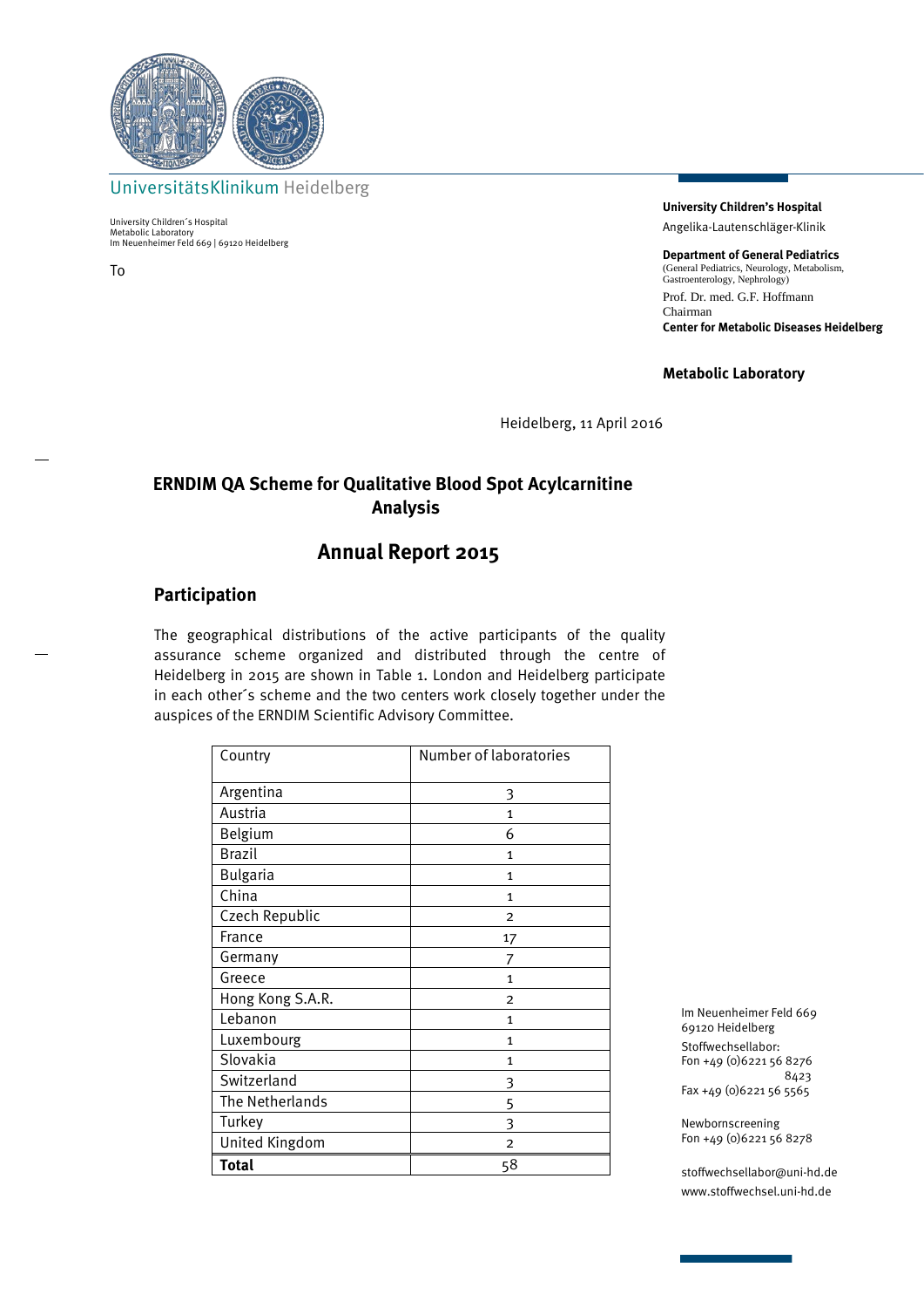UniversitätsKlinikum Heidelberg

University Children´s Hospital
Metabolic Laboratory
Im Neuenheimer Feld 669 | 69120 Heidelberg

To

**University Children's Hospital**
Angelika-Lautenschläger-Klinik

**Department of General Pediatrics**
(General Pediatrics, Neurology, Metabolism, Gastroenterology, Nephrology)

Prof. Dr. med. G.F. Hoffmann
Chairman
**Center for Metabolic Diseases Heidelberg**

**Metabolic Laboratory**

Heidelberg, 11 April 2016

# ERNDIM QA Scheme for Qualitative Blood Spot Acylcarnitine Analysis

# Annual Report 2015

## Participation

The geographical distributions of the active participants of the quality assurance scheme organized and distributed through the centre of Heidelberg in 2015 are shown in Table 1. London and Heidelberg participate in each other´s scheme and the two centers work closely together under the auspices of the ERNDIM Scientific Advisory Committee.

| Country | Number of laboratories |
|---|---|
| Argentina | 3 |
| Austria | 1 |
| Belgium | 6 |
| Brazil | 1 |
| Bulgaria | 1 |
| China | 1 |
| Czech Republic | 2 |
| France | 17 |
| Germany | 7 |
| Greece | 1 |
| Hong Kong S.A.R. | 2 |
| Lebanon | 1 |
| Luxembourg | 1 |
| Slovakia | 1 |
| Switzerland | 3 |
| The Netherlands | 5 |
| Turkey | 3 |
| United Kingdom | 2 |
| **Total** | 58 |

Im Neuenheimer Feld 669
69120 Heidelberg

Stoffwechsellabor:
Fon +49 (0)6221 56 8276
8423
Fax +49 (0)6221 56 5565

Newbornscreening
Fon +49 (0)6221 56 8278

stoffwechsellabor@uni-hd.de
www.stoffwechsel.uni-hd.de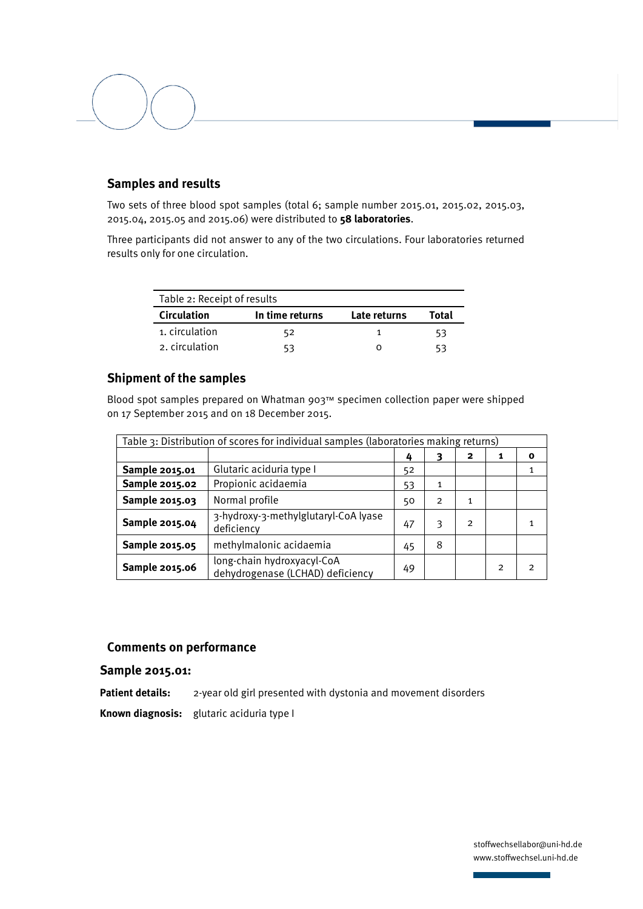## Samples and results

Two sets of three blood spot samples (total 6; sample number 2015.01, 2015.02, 2015.03, 2015.04, 2015.05 and 2015.06) were distributed to **58 laboratories**.

Three participants did not answer to any of the two circulations. Four laboratories returned results only for one circulation.

Table 2: Receipt of results

| Circulation | In time returns | Late returns | Total |
|---|---|---|---|
| 1. circulation | 52 | 1 | 53 |
| 2. circulation | 53 | 0 | 53 |

## Shipment of the samples

Blood spot samples prepared on Whatman 903™ specimen collection paper were shipped on 17 September 2015 and on 18 December 2015.

Table 3: Distribution of scores for individual samples (laboratories making returns)

| | | 4 | 3 | 2 | 1 | 0 |
|---|---|---|---|---|---|---|
| **Sample 2015.01** | Glutaric aciduria type I | 52 | | | | 1 |
| **Sample 2015.02** | Propionic acidaemia | 53 | 1 | | | |
| **Sample 2015.03** | Normal profile | 50 | 2 | 1 | | |
| **Sample 2015.04** | 3-hydroxy-3-methylglutaryl-CoA lyase deficiency | 47 | 3 | 2 | | 1 |
| **Sample 2015.05** | methylmalonic acidaemia | 45 | 8 | | | |
| **Sample 2015.06** | long-chain hydroxyacyl-CoA dehydrogenase (LCHAD) deficiency | 49 | | | 2 | 2 |

## Comments on performance

### Sample 2015.01:

**Patient details:** 2-year old girl presented with dystonia and movement disorders

**Known diagnosis:** glutaric aciduria type I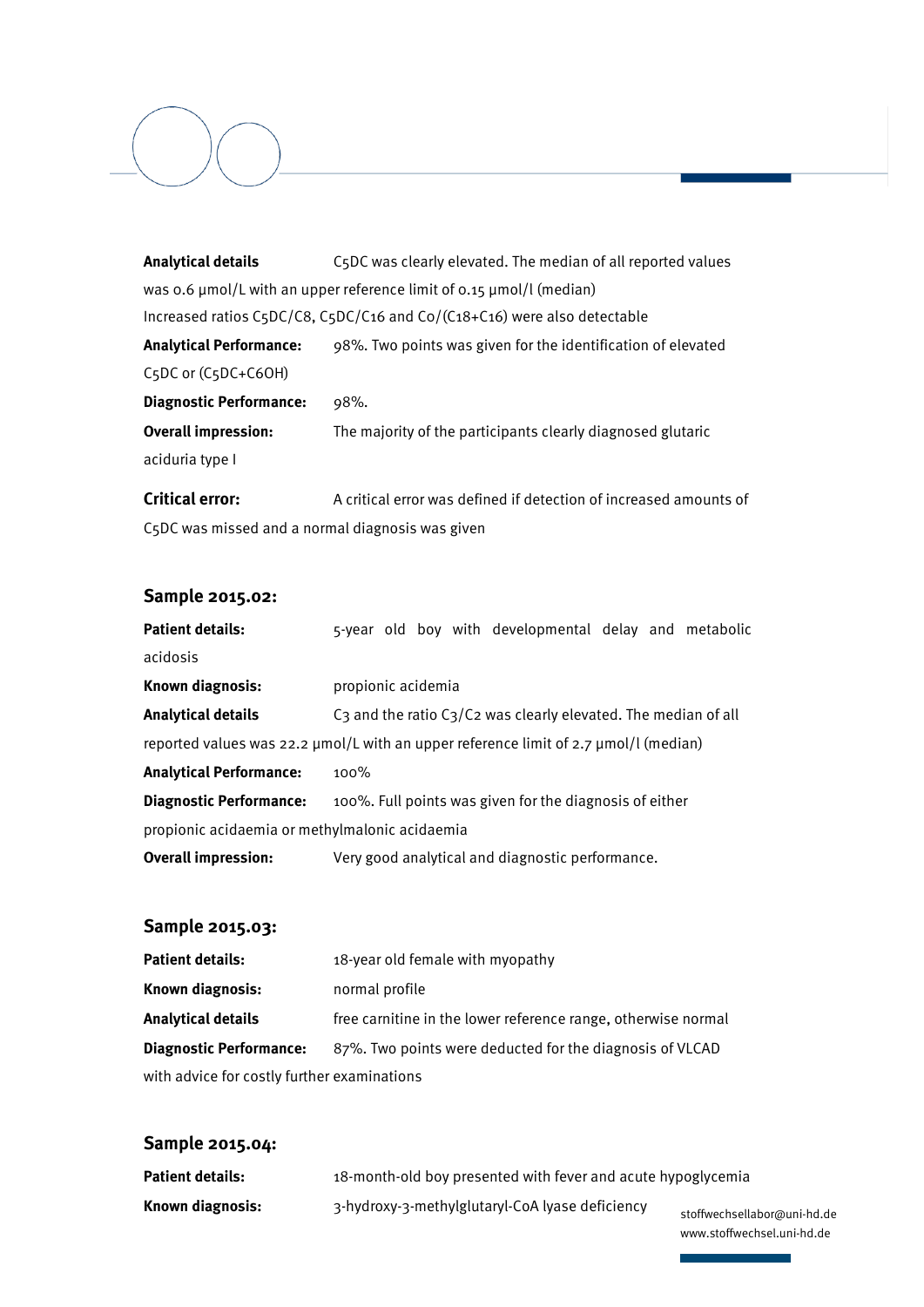**Analytical details** C5DC was clearly elevated. The median of all reported values was 0.6 µmol/L with an upper reference limit of 0.15 µmol/l (median)
Increased ratios C5DC/C8, C5DC/C16 and C0/(C18+C16) were also detectable

**Analytical Performance:** 98%. Two points was given for the identification of elevated C5DC or (C5DC+C6OH)

**Diagnostic Performance:** 98%.

**Overall impression:** The majority of the participants clearly diagnosed glutaric aciduria type I

**Critical error:** A critical error was defined if detection of increased amounts of C5DC was missed and a normal diagnosis was given

### Sample 2015.02:

**Patient details:** 5-year old boy with developmental delay and metabolic acidosis

**Known diagnosis:** propionic acidemia

**Analytical details** C3 and the ratio C3/C2 was clearly elevated. The median of all reported values was 22.2 µmol/L with an upper reference limit of 2.7 µmol/l (median)

**Analytical Performance:** 100%

**Diagnostic Performance:** 100%. Full points was given for the diagnosis of either propionic acidaemia or methylmalonic acidaemia

**Overall impression:** Very good analytical and diagnostic performance.

### Sample 2015.03:

**Patient details:** 18-year old female with myopathy

**Known diagnosis:** normal profile

**Analytical details** free carnitine in the lower reference range, otherwise normal

**Diagnostic Performance:** 87%. Two points were deducted for the diagnosis of VLCAD with advice for costly further examinations

### Sample 2015.04:

**Patient details:** 18-month-old boy presented with fever and acute hypoglycemia

**Known diagnosis:** 3-hydroxy-3-methylglutaryl-CoA lyase deficiency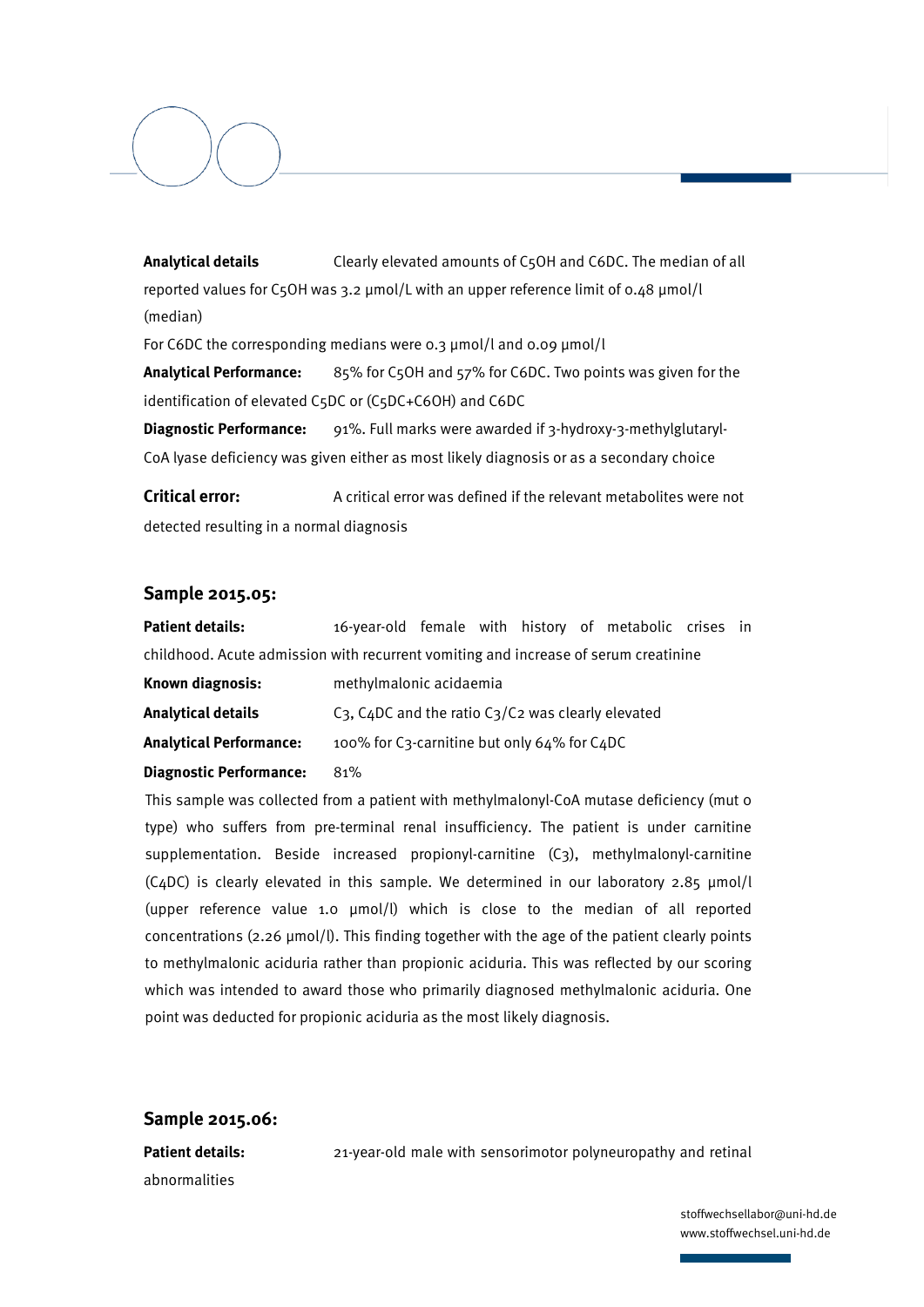**Analytical details** Clearly elevated amounts of C5OH and C6DC. The median of all reported values for C5OH was 3.2 µmol/L with an upper reference limit of 0.48 µmol/l (median)

For C6DC the corresponding medians were 0.3 µmol/l and 0.09 µmol/l

**Analytical Performance:** 85% for C5OH and 57% for C6DC. Two points was given for the identification of elevated C5DC or (C5DC+C6OH) and C6DC

**Diagnostic Performance:** 91%. Full marks were awarded if 3-hydroxy-3-methylglutaryl-CoA lyase deficiency was given either as most likely diagnosis or as a secondary choice

**Critical error:** A critical error was defined if the relevant metabolites were not detected resulting in a normal diagnosis

## Sample 2015.05:

**Patient details:** 16-year-old female with history of metabolic crises in childhood. Acute admission with recurrent vomiting and increase of serum creatinine

**Known diagnosis:** methylmalonic acidaemia

**Analytical details** C3, C4DC and the ratio C3/C2 was clearly elevated

**Analytical Performance:** 100% for C3-carnitine but only 64% for C4DC

**Diagnostic Performance:** 81%

This sample was collected from a patient with methylmalonyl-CoA mutase deficiency (mut 0 type) who suffers from pre-terminal renal insufficiency. The patient is under carnitine supplementation. Beside increased propionyl-carnitine (C3), methylmalonyl-carnitine (C4DC) is clearly elevated in this sample. We determined in our laboratory 2.85 µmol/l (upper reference value 1.0 µmol/l) which is close to the median of all reported concentrations (2.26 µmol/l). This finding together with the age of the patient clearly points to methylmalonic aciduria rather than propionic aciduria. This was reflected by our scoring which was intended to award those who primarily diagnosed methylmalonic aciduria. One point was deducted for propionic aciduria as the most likely diagnosis.

## Sample 2015.06:

**Patient details:** 21-year-old male with sensorimotor polyneuropathy and retinal abnormalities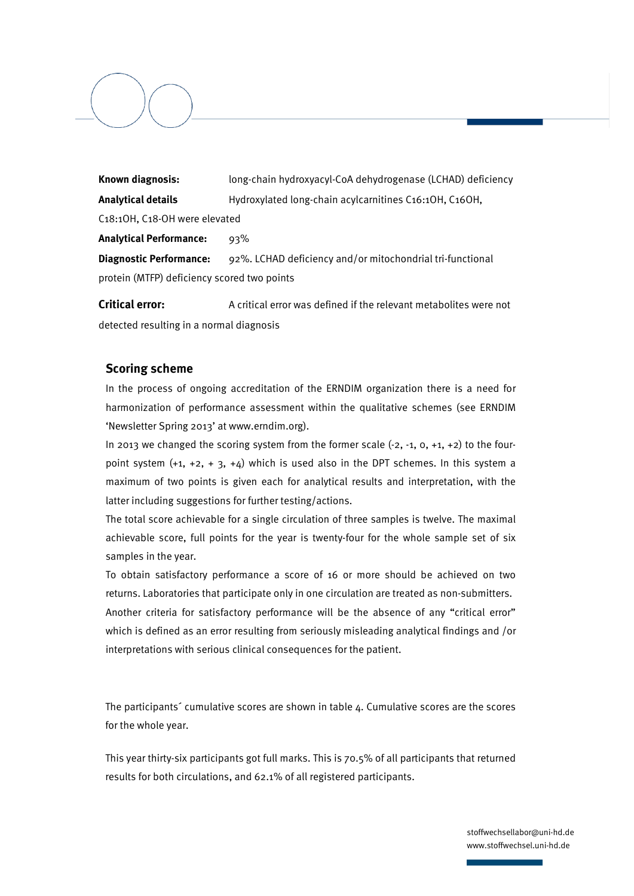**Known diagnosis:** long-chain hydroxyacyl-CoA dehydrogenase (LCHAD) deficiency

**Analytical details** Hydroxylated long-chain acylcarnitines C16:1OH, C16OH, C18:1OH, C18-OH were elevated

**Analytical Performance:** 93%

**Diagnostic Performance:** 92%. LCHAD deficiency and/or mitochondrial tri-functional protein (MTFP) deficiency scored two points

**Critical error:** A critical error was defined if the relevant metabolites were not detected resulting in a normal diagnosis

## Scoring scheme

In the process of ongoing accreditation of the ERNDIM organization there is a need for harmonization of performance assessment within the qualitative schemes (see ERNDIM 'Newsletter Spring 2013' at www.erndim.org).

In 2013 we changed the scoring system from the former scale (-2, -1, 0, +1, +2) to the four-point system (+1, +2, + 3, +4) which is used also in the DPT schemes. In this system a maximum of two points is given each for analytical results and interpretation, with the latter including suggestions for further testing/actions.

The total score achievable for a single circulation of three samples is twelve. The maximal achievable score, full points for the year is twenty-four for the whole sample set of six samples in the year.

To obtain satisfactory performance a score of 16 or more should be achieved on two returns. Laboratories that participate only in one circulation are treated as non-submitters.

Another criteria for satisfactory performance will be the absence of any "critical error" which is defined as an error resulting from seriously misleading analytical findings and /or interpretations with serious clinical consequences for the patient.

The participants´ cumulative scores are shown in table 4. Cumulative scores are the scores for the whole year.

This year thirty-six participants got full marks. This is 70.5% of all participants that returned results for both circulations, and 62.1% of all registered participants.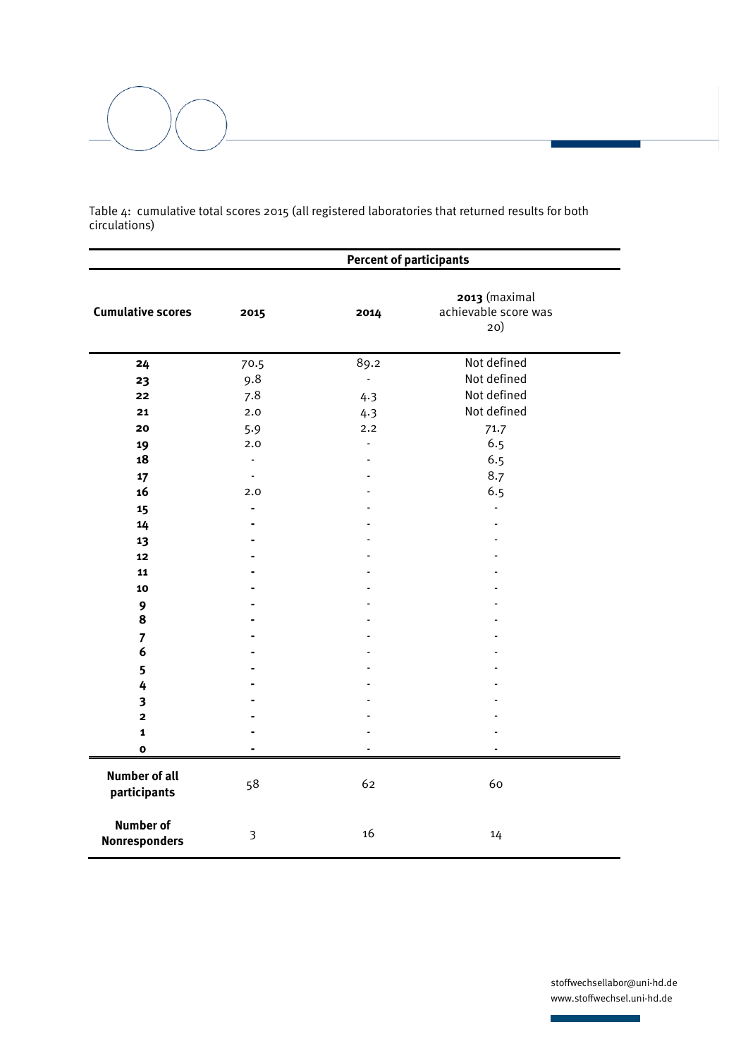Table 4: cumulative total scores 2015 (all registered laboratories that returned results for both circulations)

| | Percent of participants | | |
|---|---|---|---|
| **Cumulative scores** | **2015** | **2014** | **2013** (maximal achievable score was 20) |
| **24** | 70.5 | 89.2 | Not defined |
| **23** | 9.8 | - | Not defined |
| **22** | 7.8 | 4.3 | Not defined |
| **21** | 2.0 | 4.3 | Not defined |
| **20** | 5.9 | 2.2 | 71.7 |
| **19** | 2.0 | - | 6.5 |
| **18** | - | - | 6.5 |
| **17** | - | - | 8.7 |
| **16** | 2.0 | - | 6.5 |
| **15** | - | - | - |
| **14** | - | - | - |
| **13** | - | - | - |
| **12** | - | - | - |
| **11** | - | - | - |
| **10** | - | - | - |
| **9** | - | - | - |
| **8** | - | - | - |
| **7** | - | - | - |
| **6** | - | - | - |
| **5** | - | - | - |
| **4** | - | - | - |
| **3** | - | - | - |
| **2** | - | - | - |
| **1** | - | - | - |
| **0** | - | - | - |
| **Number of all participants** | 58 | 62 | 60 |
| **Number of Nonresponders** | 3 | 16 | 14 |

stoffwechsellabor@uni-hd.de
www.stoffwechsel.uni-hd.de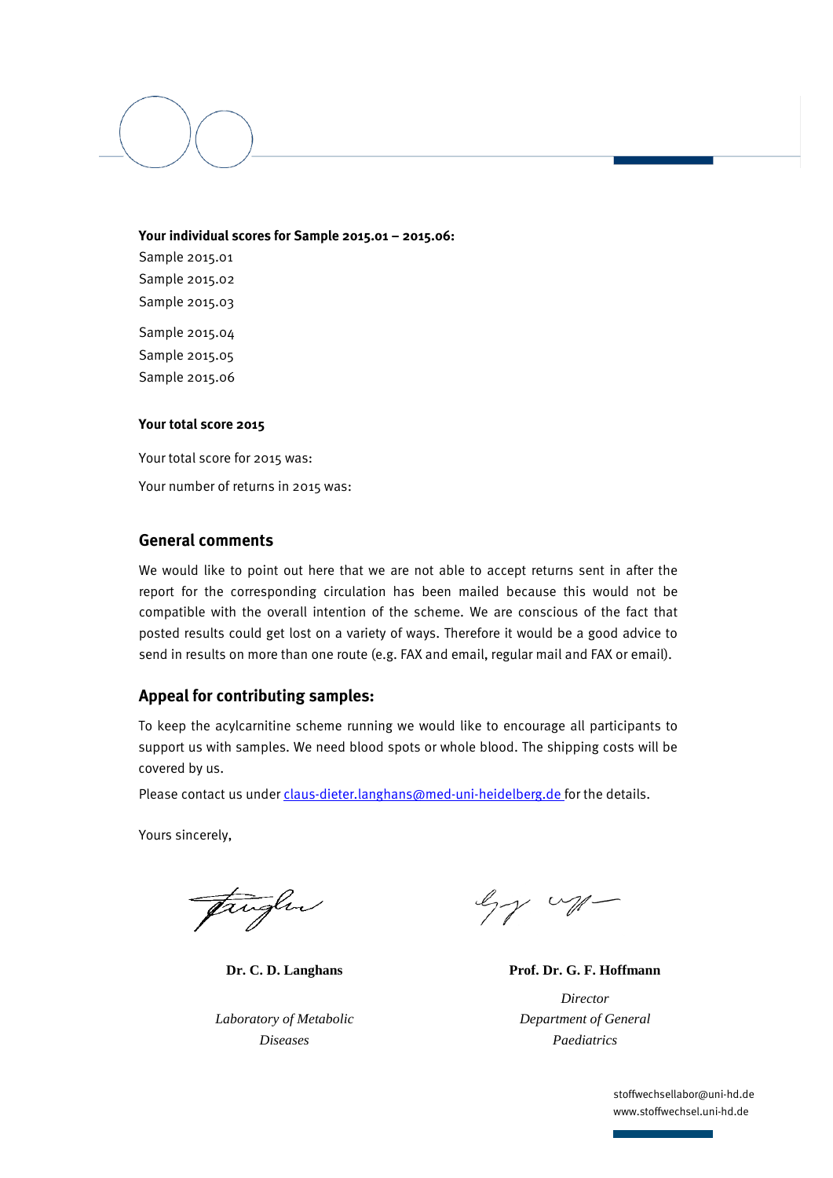**Your individual scores for Sample 2015.01 – 2015.06:**

Sample 2015.01

Sample 2015.02

Sample 2015.03

Sample 2015.04

Sample 2015.05

Sample 2015.06

**Your total score 2015**

Your total score for 2015 was:

Your number of returns in 2015 was:

## General comments

We would like to point out here that we are not able to accept returns sent in after the report for the corresponding circulation has been mailed because this would not be compatible with the overall intention of the scheme. We are conscious of the fact that posted results could get lost on a variety of ways. Therefore it would be a good advice to send in results on more than one route (e.g. FAX and email, regular mail and FAX or email).

## Appeal for contributing samples:

To keep the acylcarnitine scheme running we would like to encourage all participants to support us with samples. We need blood spots or whole blood. The shipping costs will be covered by us.

Please contact us under claus-dieter.langhans@med-uni-heidelberg.de for the details.

Yours sincerely,

**Dr. C. D. Langhans**

*Laboratory of Metabolic Diseases*

**Prof. Dr. G. F. Hoffmann**

*Director*
*Department of General Paediatrics*

stoffwechsellabor@uni-hd.de
www.stoffwechsel.uni-hd.de